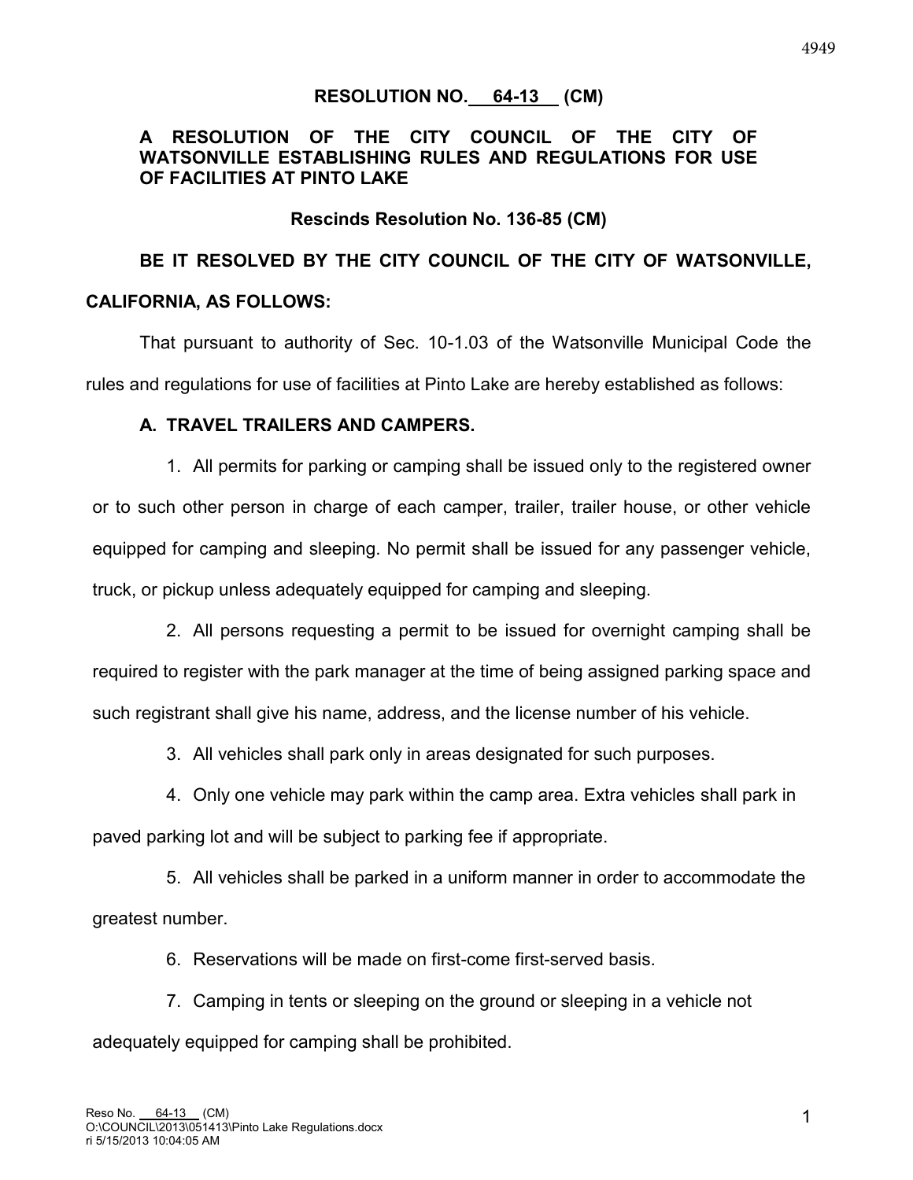**RESOLUTION NO. 64-13 (CM)**

**A RESOLUTION OF THE CITY COUNCIL OF THE CITY OF WATSONVILLE ESTABLISHING RULES AND REGULATIONS FOR USE OF FACILITIES AT PINTO LAKE**

**Rescinds Resolution No. 136-85 (CM)**

**BE IT RESOLVED BY THE CITY COUNCIL OF THE CITY OF WATSONVILLE, CALIFORNIA, AS FOLLOWS:**

That pursuant to authority of Sec. 10-1.03 of the Watsonville Municipal Code the rules and regulations for use of facilities at Pinto Lake are hereby established as follows:

**A. TRAVEL TRAILERS AND CAMPERS.**

1. All permits for parking or camping shall be issued only to the registered owner or to such other person in charge of each camper, trailer, trailer house, or other vehicle equipped for camping and sleeping. No permit shall be issued for any passenger vehicle, truck, or pickup unless adequately equipped for camping and sleeping.

2. All persons requesting a permit to be issued for overnight camping shall be required to register with the park manager at the time of being assigned parking space and such registrant shall give his name, address, and the license number of his vehicle.

3. All vehicles shall park only in areas designated for such purposes.

4. Only one vehicle may park within the camp area. Extra vehicles shall park in paved parking lot and will be subject to parking fee if appropriate.

5. All vehicles shall be parked in a uniform manner in order to accommodate the greatest number.

6. Reservations will be made on first-come first-served basis.

7. Camping in tents or sleeping on the ground or sleeping in a vehicle not adequately equipped for camping shall be prohibited.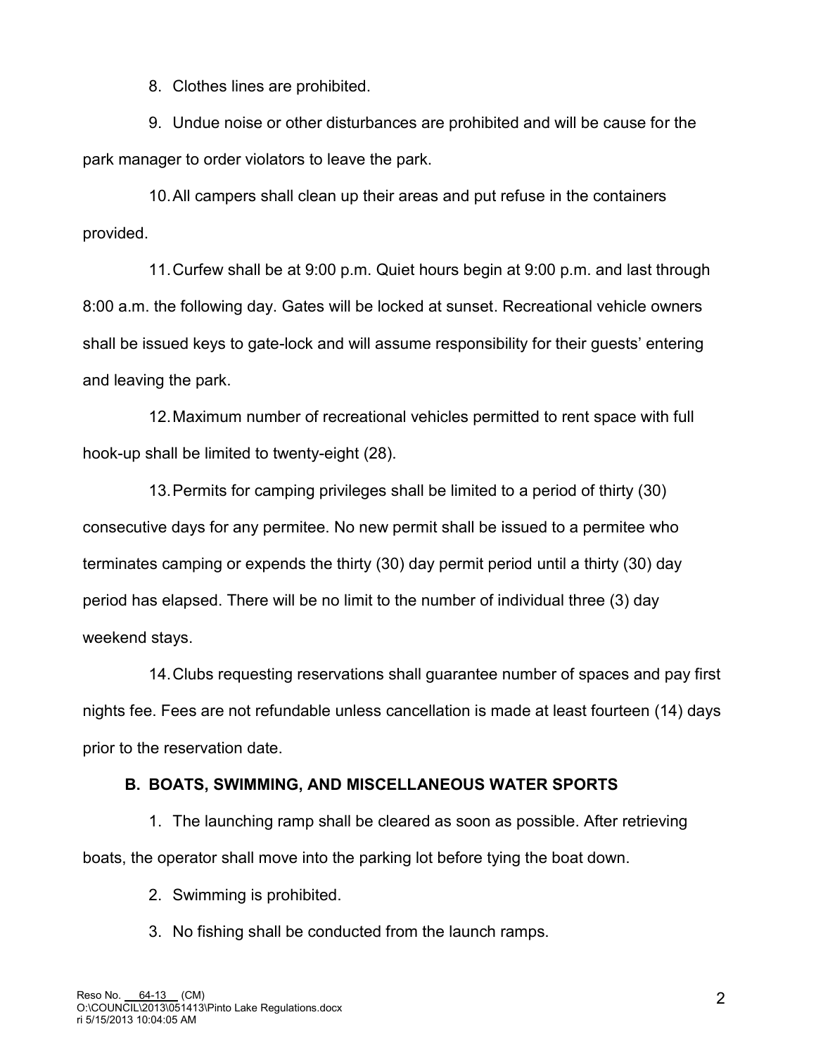8. Clothes lines are prohibited.

9. Undue noise or other disturbances are prohibited and will be cause for the park manager to order violators to leave the park.

10. All campers shall clean up their areas and put refuse in the containers provided.

11. Curfew shall be at 9:00 p.m. Quiet hours begin at 9:00 p.m. and last through 8:00 a.m. the following day. Gates will be locked at sunset. Recreational vehicle owners shall be issued keys to gate-lock and will assume responsibility for their guests' entering and leaving the park.

12. Maximum number of recreational vehicles permitted to rent space with full hook-up shall be limited to twenty-eight (28).

13. Permits for camping privileges shall be limited to a period of thirty (30) consecutive days for any permitee. No new permit shall be issued to a permitee who terminates camping or expends the thirty (30) day permit period until a thirty (30) day period has elapsed. There will be no limit to the number of individual three (3) day weekend stays.

14. Clubs requesting reservations shall guarantee number of spaces and pay first nights fee. Fees are not refundable unless cancellation is made at least fourteen (14) days prior to the reservation date.

**B. BOATS, SWIMMING, AND MISCELLANEOUS WATER SPORTS**

1. The launching ramp shall be cleared as soon as possible. After retrieving boats, the operator shall move into the parking lot before tying the boat down.

2. Swimming is prohibited.

3. No fishing shall be conducted from the launch ramps.

Reso No. 64-13 (CM)
O:\COUNCIL\2013\051413\Pinto Lake Regulations.docx
ri 5/15/2013 10:04:05 AM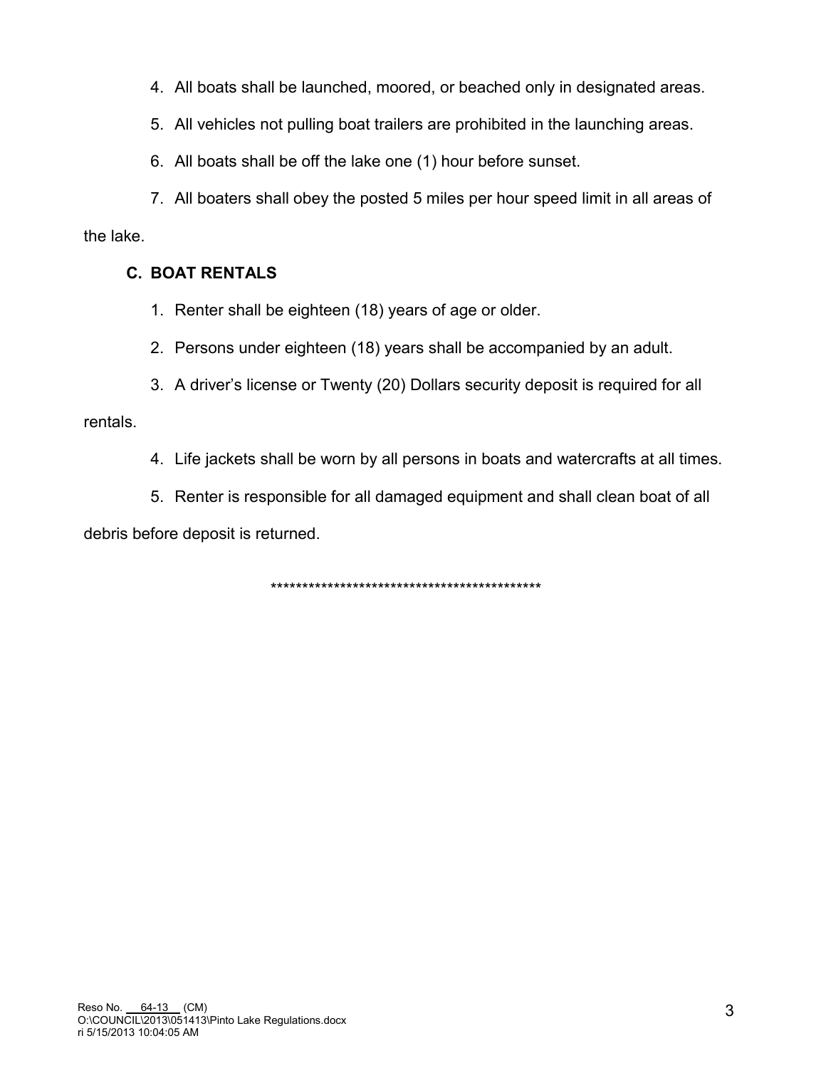4. All boats shall be launched, moored, or beached only in designated areas.
5. All vehicles not pulling boat trailers are prohibited in the launching areas.
6. All boats shall be off the lake one (1) hour before sunset.
7. All boaters shall obey the posted 5 miles per hour speed limit in all areas of the lake.

**C. BOAT RENTALS**

1. Renter shall be eighteen (18) years of age or older.
2. Persons under eighteen (18) years shall be accompanied by an adult.
3. A driver's license or Twenty (20) Dollars security deposit is required for all rentals.
4. Life jackets shall be worn by all persons in boats and watercrafts at all times.
5. Renter is responsible for all damaged equipment and shall clean boat of all debris before deposit is returned.

********************************************

Reso No. 64-13 (CM)
O:\COUNCIL\2013\051413\Pinto Lake Regulations.docx
ri 5/15/2013 10:04:05 AM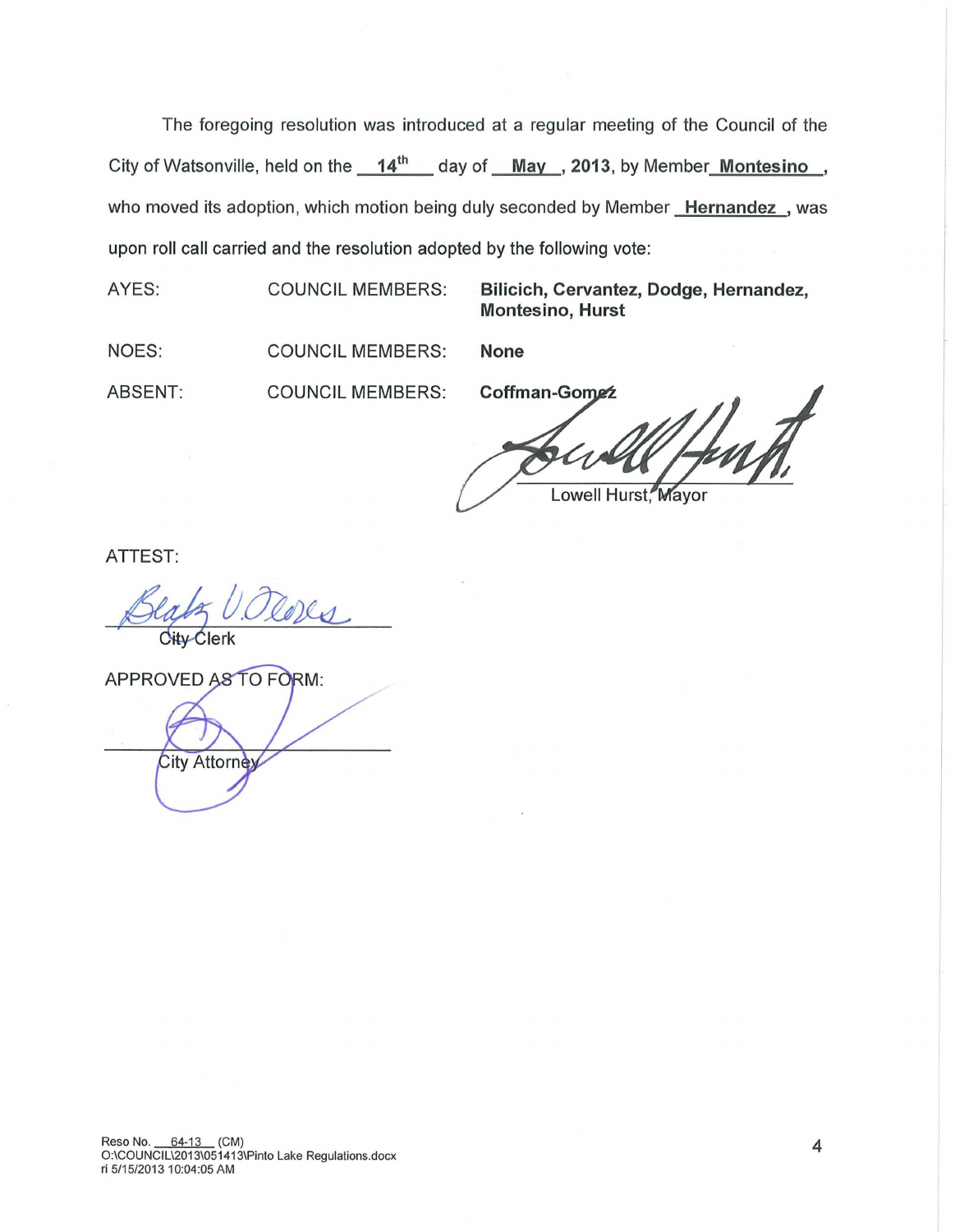The foregoing resolution was introduced at a regular meeting of the Council of the City of Watsonville, held on the 14th day of May, 2013, by Member Montesino, who moved its adoption, which motion being duly seconded by Member Hernandez, was upon roll call carried and the resolution adopted by the following vote:

| | | |
|---|---|---|
| AYES: | COUNCIL MEMBERS: | **Bilicich, Cervantez, Dodge, Hernandez, Montesino, Hurst** |
| NOES: | COUNCIL MEMBERS: | **None** |
| ABSENT: | COUNCIL MEMBERS: | **Coffman-Gomez** |

Lowell Hurst, Mayor

ATTEST:

City Clerk

APPROVED AS TO FORM:

City Attorney

Reso No. 64-13 (CM)
O:\COUNCIL\2013\051413\Pinto Lake Regulations.docx
ri 5/15/2013 10:04:05 AM